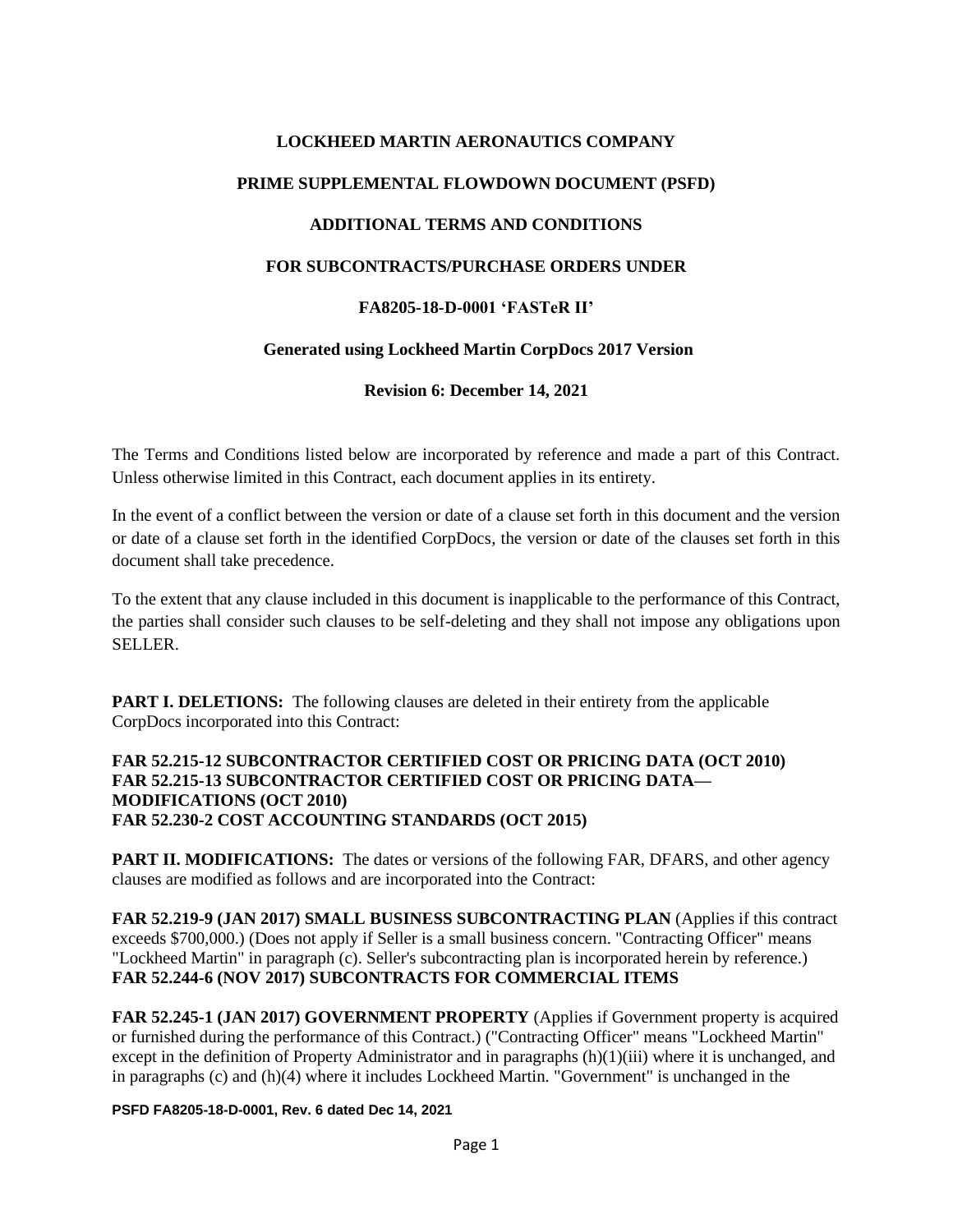**LOCKHEED MARTIN AERONAUTICS COMPANY**

**PRIME SUPPLEMENTAL FLOWDOWN DOCUMENT (PSFD)**

**ADDITIONAL TERMS AND CONDITIONS**

**FOR SUBCONTRACTS/PURCHASE ORDERS UNDER**

**FA8205-18-D-0001 'FASTeR II'**

**Generated using Lockheed Martin CorpDocs 2017 Version**

**Revision 6: December 14, 2021**

The Terms and Conditions listed below are incorporated by reference and made a part of this Contract. Unless otherwise limited in this Contract, each document applies in its entirety.

In the event of a conflict between the version or date of a clause set forth in this document and the version or date of a clause set forth in the identified CorpDocs, the version or date of the clauses set forth in this document shall take precedence.

To the extent that any clause included in this document is inapplicable to the performance of this Contract, the parties shall consider such clauses to be self-deleting and they shall not impose any obligations upon SELLER.

**PART I. DELETIONS:** The following clauses are deleted in their entirety from the applicable CorpDocs incorporated into this Contract:

**FAR 52.215-12 SUBCONTRACTOR CERTIFIED COST OR PRICING DATA (OCT 2010)**
**FAR 52.215-13 SUBCONTRACTOR CERTIFIED COST OR PRICING DATA— MODIFICATIONS (OCT 2010)**
**FAR 52.230-2 COST ACCOUNTING STANDARDS (OCT 2015)**

**PART II. MODIFICATIONS:** The dates or versions of the following FAR, DFARS, and other agency clauses are modified as follows and are incorporated into the Contract:

**FAR 52.219-9 (JAN 2017) SMALL BUSINESS SUBCONTRACTING PLAN** (Applies if this contract exceeds $700,000.) (Does not apply if Seller is a small business concern. "Contracting Officer" means "Lockheed Martin" in paragraph (c). Seller's subcontracting plan is incorporated herein by reference.)
**FAR 52.244-6 (NOV 2017) SUBCONTRACTS FOR COMMERCIAL ITEMS**

**FAR 52.245-1 (JAN 2017) GOVERNMENT PROPERTY** (Applies if Government property is acquired or furnished during the performance of this Contract.) ("Contracting Officer" means "Lockheed Martin" except in the definition of Property Administrator and in paragraphs (h)(1)(iii) where it is unchanged, and in paragraphs (c) and (h)(4) where it includes Lockheed Martin. "Government" is unchanged in the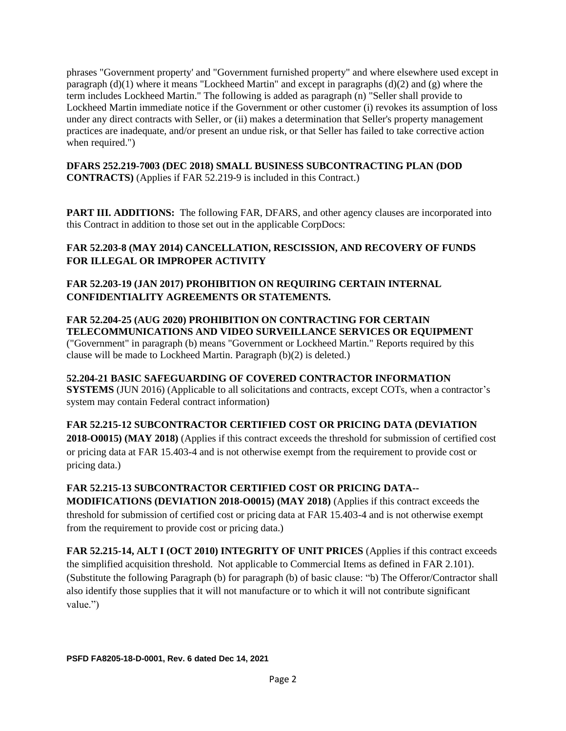phrases "Government property' and "Government furnished property" and where elsewhere used except in paragraph (d)(1) where it means "Lockheed Martin" and except in paragraphs (d)(2) and (g) where the term includes Lockheed Martin." The following is added as paragraph (n) "Seller shall provide to Lockheed Martin immediate notice if the Government or other customer (i) revokes its assumption of loss under any direct contracts with Seller, or (ii) makes a determination that Seller's property management practices are inadequate, and/or present an undue risk, or that Seller has failed to take corrective action when required.")

**DFARS 252.219-7003 (DEC 2018) SMALL BUSINESS SUBCONTRACTING PLAN (DOD CONTRACTS)** (Applies if FAR 52.219-9 is included in this Contract.)

**PART III. ADDITIONS:** The following FAR, DFARS, and other agency clauses are incorporated into this Contract in addition to those set out in the applicable CorpDocs:

**FAR 52.203-8 (MAY 2014) CANCELLATION, RESCISSION, AND RECOVERY OF FUNDS FOR ILLEGAL OR IMPROPER ACTIVITY**

**FAR 52.203-19 (JAN 2017) PROHIBITION ON REQUIRING CERTAIN INTERNAL CONFIDENTIALITY AGREEMENTS OR STATEMENTS.**

**FAR 52.204-25 (AUG 2020) PROHIBITION ON CONTRACTING FOR CERTAIN TELECOMMUNICATIONS AND VIDEO SURVEILLANCE SERVICES OR EQUIPMENT** ("Government" in paragraph (b) means "Government or Lockheed Martin." Reports required by this clause will be made to Lockheed Martin. Paragraph (b)(2) is deleted.)

**52.204-21 BASIC SAFEGUARDING OF COVERED CONTRACTOR INFORMATION SYSTEMS** (JUN 2016) (Applicable to all solicitations and contracts, except COTs, when a contractor's system may contain Federal contract information)

**FAR 52.215-12 SUBCONTRACTOR CERTIFIED COST OR PRICING DATA (DEVIATION 2018-O0015) (MAY 2018)** (Applies if this contract exceeds the threshold for submission of certified cost or pricing data at FAR 15.403-4 and is not otherwise exempt from the requirement to provide cost or pricing data.)

**FAR 52.215-13 SUBCONTRACTOR CERTIFIED COST OR PRICING DATA--MODIFICATIONS (DEVIATION 2018-O0015) (MAY 2018)** (Applies if this contract exceeds the threshold for submission of certified cost or pricing data at FAR 15.403-4 and is not otherwise exempt from the requirement to provide cost or pricing data.)

**FAR 52.215-14, ALT I (OCT 2010) INTEGRITY OF UNIT PRICES** (Applies if this contract exceeds the simplified acquisition threshold. Not applicable to Commercial Items as defined in FAR 2.101). (Substitute the following Paragraph (b) for paragraph (b) of basic clause: "b) The Offeror/Contractor shall also identify those supplies that it will not manufacture or to which it will not contribute significant value.")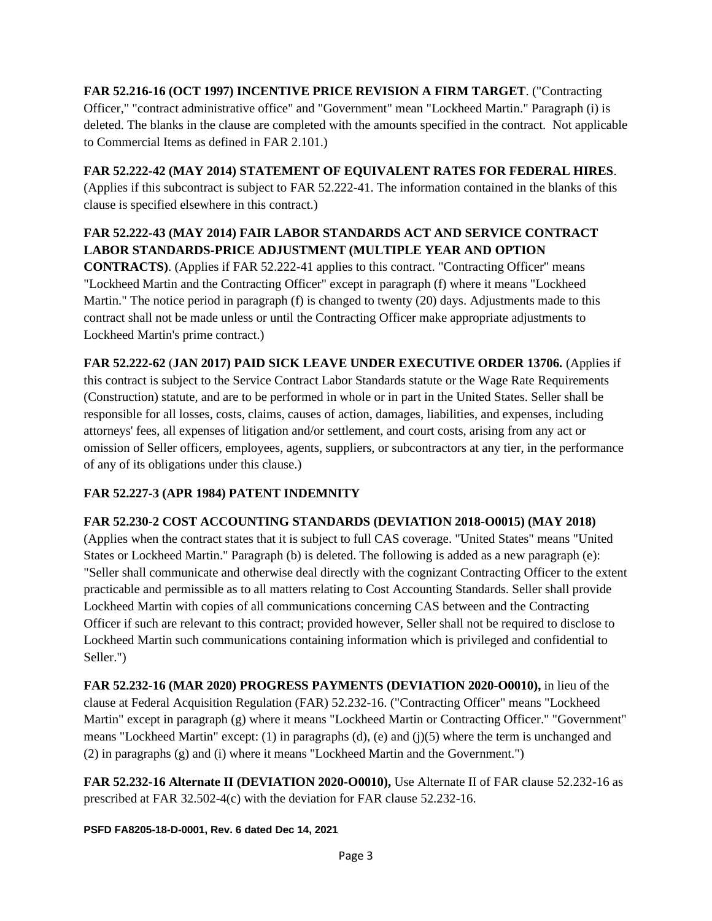**FAR 52.216-16 (OCT 1997) INCENTIVE PRICE REVISION A FIRM TARGET**. ("Contracting Officer," "contract administrative office" and "Government" mean "Lockheed Martin." Paragraph (i) is deleted. The blanks in the clause are completed with the amounts specified in the contract. Not applicable to Commercial Items as defined in FAR 2.101.)

**FAR 52.222-42 (MAY 2014) STATEMENT OF EQUIVALENT RATES FOR FEDERAL HIRES**. (Applies if this subcontract is subject to FAR 52.222-41. The information contained in the blanks of this clause is specified elsewhere in this contract.)

**FAR 52.222-43 (MAY 2014) FAIR LABOR STANDARDS ACT AND SERVICE CONTRACT LABOR STANDARDS-PRICE ADJUSTMENT (MULTIPLE YEAR AND OPTION CONTRACTS)**. (Applies if FAR 52.222-41 applies to this contract. "Contracting Officer" means "Lockheed Martin and the Contracting Officer" except in paragraph (f) where it means "Lockheed Martin." The notice period in paragraph (f) is changed to twenty (20) days. Adjustments made to this contract shall not be made unless or until the Contracting Officer make appropriate adjustments to Lockheed Martin's prime contract.)

**FAR 52.222-62** (**JAN 2017) PAID SICK LEAVE UNDER EXECUTIVE ORDER 13706.** (Applies if this contract is subject to the Service Contract Labor Standards statute or the Wage Rate Requirements (Construction) statute, and are to be performed in whole or in part in the United States. Seller shall be responsible for all losses, costs, claims, causes of action, damages, liabilities, and expenses, including attorneys' fees, all expenses of litigation and/or settlement, and court costs, arising from any act or omission of Seller officers, employees, agents, suppliers, or subcontractors at any tier, in the performance of any of its obligations under this clause.)

**FAR 52.227-3 (APR 1984) PATENT INDEMNITY**

**FAR 52.230-2 COST ACCOUNTING STANDARDS (DEVIATION 2018-O0015) (MAY 2018)** (Applies when the contract states that it is subject to full CAS coverage. "United States" means "United States or Lockheed Martin." Paragraph (b) is deleted. The following is added as a new paragraph (e): "Seller shall communicate and otherwise deal directly with the cognizant Contracting Officer to the extent practicable and permissible as to all matters relating to Cost Accounting Standards. Seller shall provide Lockheed Martin with copies of all communications concerning CAS between and the Contracting Officer if such are relevant to this contract; provided however, Seller shall not be required to disclose to Lockheed Martin such communications containing information which is privileged and confidential to Seller.")

**FAR 52.232-16 (MAR 2020) PROGRESS PAYMENTS (DEVIATION 2020-O0010),** in lieu of the clause at Federal Acquisition Regulation (FAR) 52.232-16. ("Contracting Officer" means "Lockheed Martin" except in paragraph (g) where it means "Lockheed Martin or Contracting Officer." "Government" means "Lockheed Martin" except: (1) in paragraphs (d), (e) and (j)(5) where the term is unchanged and (2) in paragraphs (g) and (i) where it means "Lockheed Martin and the Government.")

**FAR 52.232-16 Alternate II (DEVIATION 2020-O0010),** Use Alternate II of FAR clause 52.232-16 as prescribed at FAR 32.502-4(c) with the deviation for FAR clause 52.232-16.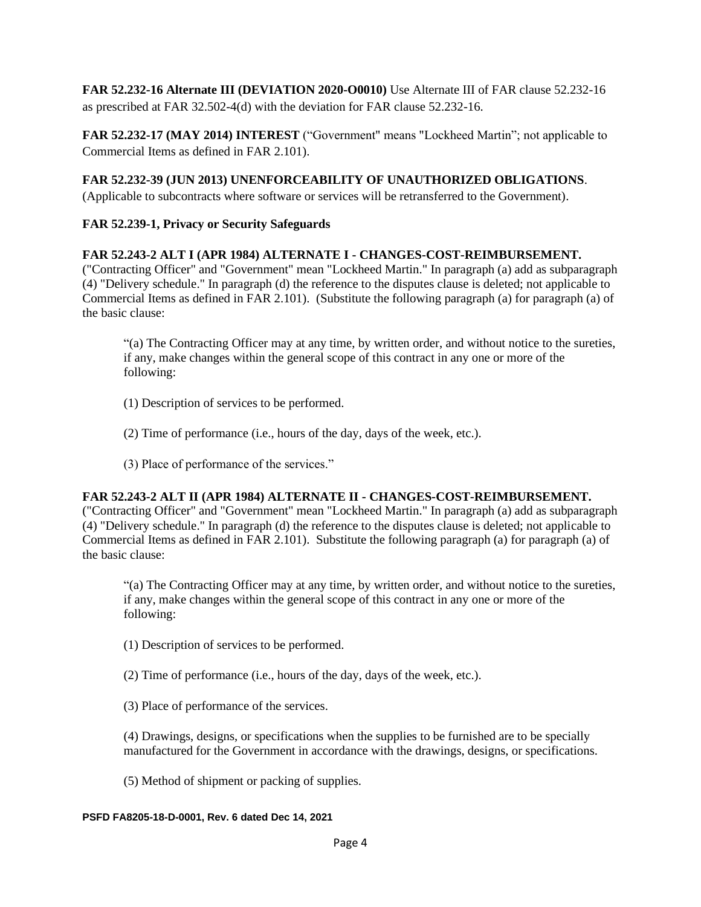**FAR 52.232-16 Alternate III (DEVIATION 2020-O0010)** Use Alternate III of FAR clause 52.232-16 as prescribed at FAR 32.502-4(d) with the deviation for FAR clause 52.232-16.

**FAR 52.232-17 (MAY 2014) INTEREST** ("Government" means "Lockheed Martin"; not applicable to Commercial Items as defined in FAR 2.101).

**FAR 52.232-39 (JUN 2013) UNENFORCEABILITY OF UNAUTHORIZED OBLIGATIONS**. (Applicable to subcontracts where software or services will be retransferred to the Government).

**FAR 52.239-1, Privacy or Security Safeguards**

**FAR 52.243-2 ALT I (APR 1984) ALTERNATE I - CHANGES-COST-REIMBURSEMENT.** ("Contracting Officer" and "Government" mean "Lockheed Martin." In paragraph (a) add as subparagraph (4) "Delivery schedule." In paragraph (d) the reference to the disputes clause is deleted; not applicable to Commercial Items as defined in FAR 2.101). (Substitute the following paragraph (a) for paragraph (a) of the basic clause:

> "(a) The Contracting Officer may at any time, by written order, and without notice to the sureties, if any, make changes within the general scope of this contract in any one or more of the following:
>
> (1) Description of services to be performed.
>
> (2) Time of performance (i.e., hours of the day, days of the week, etc.).
>
> (3) Place of performance of the services."

**FAR 52.243-2 ALT II (APR 1984) ALTERNATE II - CHANGES-COST-REIMBURSEMENT.** ("Contracting Officer" and "Government" mean "Lockheed Martin." In paragraph (a) add as subparagraph (4) "Delivery schedule." In paragraph (d) the reference to the disputes clause is deleted; not applicable to Commercial Items as defined in FAR 2.101). Substitute the following paragraph (a) for paragraph (a) of the basic clause:

> "(a) The Contracting Officer may at any time, by written order, and without notice to the sureties, if any, make changes within the general scope of this contract in any one or more of the following:
>
> (1) Description of services to be performed.
>
> (2) Time of performance (i.e., hours of the day, days of the week, etc.).
>
> (3) Place of performance of the services.
>
> (4) Drawings, designs, or specifications when the supplies to be furnished are to be specially manufactured for the Government in accordance with the drawings, designs, or specifications.
>
> (5) Method of shipment or packing of supplies.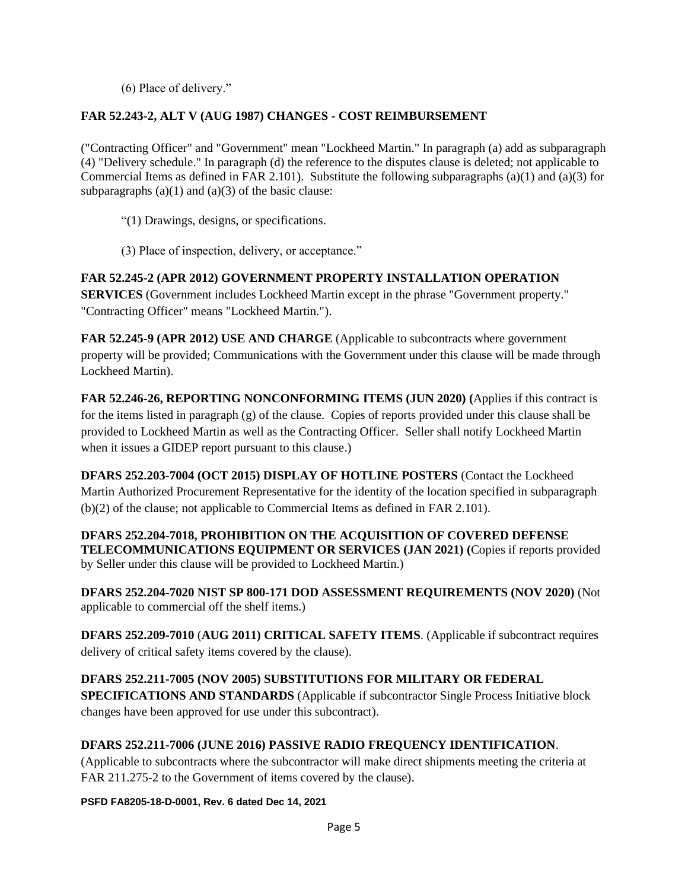(6) Place of delivery."

**FAR 52.243-2, ALT V (AUG 1987) CHANGES - COST REIMBURSEMENT**

("Contracting Officer" and "Government" mean "Lockheed Martin." In paragraph (a) add as subparagraph (4) "Delivery schedule." In paragraph (d) the reference to the disputes clause is deleted; not applicable to Commercial Items as defined in FAR 2.101). Substitute the following subparagraphs (a)(1) and (a)(3) for subparagraphs (a)(1) and (a)(3) of the basic clause:

"(1) Drawings, designs, or specifications.

(3) Place of inspection, delivery, or acceptance."

**FAR 52.245-2 (APR 2012) GOVERNMENT PROPERTY INSTALLATION OPERATION SERVICES** (Government includes Lockheed Martin except in the phrase "Government property." "Contracting Officer" means "Lockheed Martin.").

**FAR 52.245-9 (APR 2012) USE AND CHARGE** (Applicable to subcontracts where government property will be provided; Communications with the Government under this clause will be made through Lockheed Martin).

**FAR 52.246-26, REPORTING NONCONFORMING ITEMS (JUN 2020) (**Applies if this contract is for the items listed in paragraph (g) of the clause. Copies of reports provided under this clause shall be provided to Lockheed Martin as well as the Contracting Officer. Seller shall notify Lockheed Martin when it issues a GIDEP report pursuant to this clause.)

**DFARS 252.203-7004 (OCT 2015) DISPLAY OF HOTLINE POSTERS** (Contact the Lockheed Martin Authorized Procurement Representative for the identity of the location specified in subparagraph (b)(2) of the clause; not applicable to Commercial Items as defined in FAR 2.101).

**DFARS 252.204-7018, PROHIBITION ON THE ACQUISITION OF COVERED DEFENSE TELECOMMUNICATIONS EQUIPMENT OR SERVICES (JAN 2021) (**Copies if reports provided by Seller under this clause will be provided to Lockheed Martin.)

**DFARS 252.204-7020 NIST SP 800-171 DOD ASSESSMENT REQUIREMENTS (NOV 2020)** (Not applicable to commercial off the shelf items.)

**DFARS 252.209-7010** (**AUG 2011) CRITICAL SAFETY ITEMS**. (Applicable if subcontract requires delivery of critical safety items covered by the clause).

**DFARS 252.211-7005 (NOV 2005) SUBSTITUTIONS FOR MILITARY OR FEDERAL SPECIFICATIONS AND STANDARDS** (Applicable if subcontractor Single Process Initiative block changes have been approved for use under this subcontract).

**DFARS 252.211-7006 (JUNE 2016) PASSIVE RADIO FREQUENCY IDENTIFICATION**. (Applicable to subcontracts where the subcontractor will make direct shipments meeting the criteria at FAR 211.275-2 to the Government of items covered by the clause).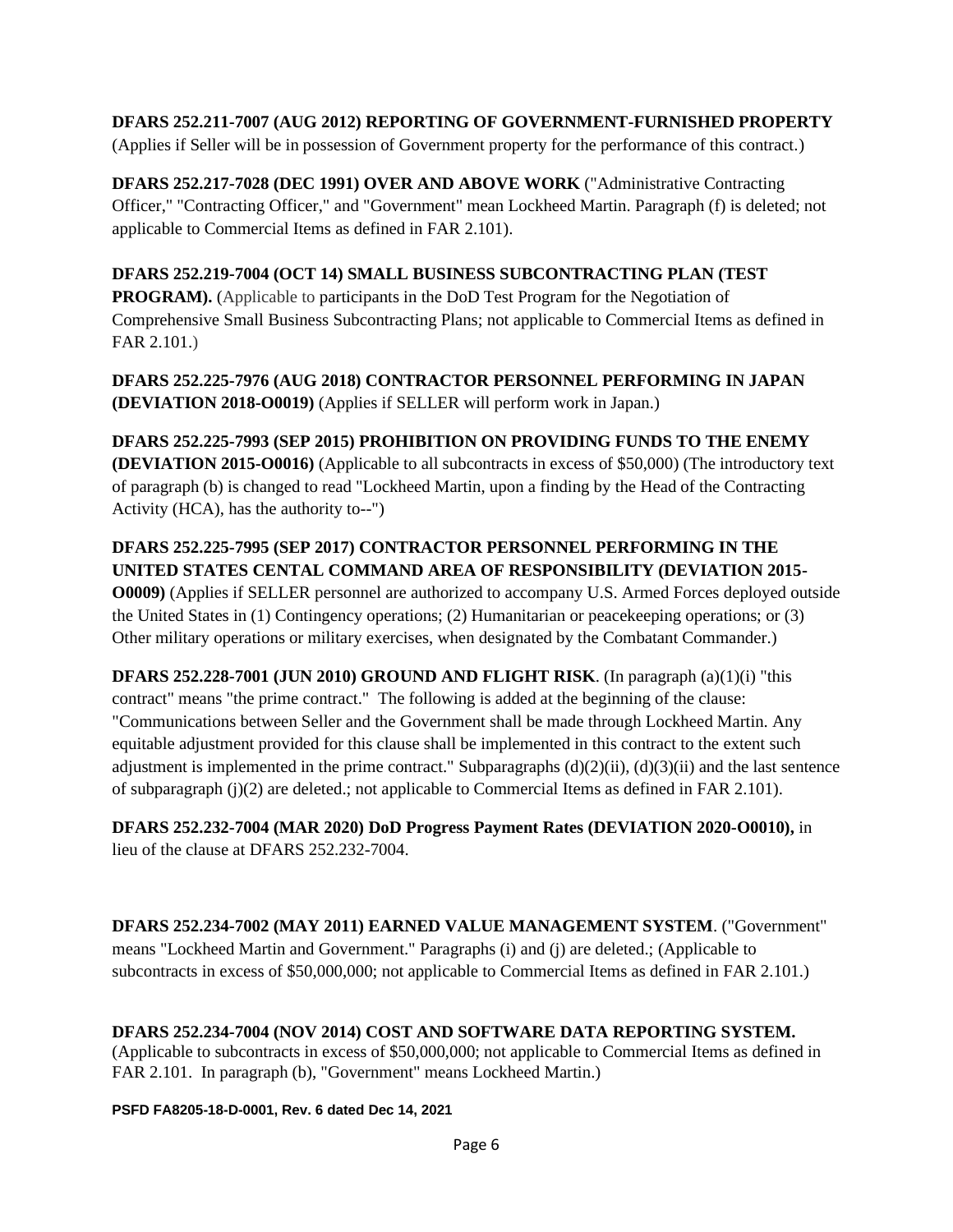**DFARS 252.211-7007 (AUG 2012) REPORTING OF GOVERNMENT-FURNISHED PROPERTY** (Applies if Seller will be in possession of Government property for the performance of this contract.)

**DFARS 252.217-7028 (DEC 1991) OVER AND ABOVE WORK** ("Administrative Contracting Officer," "Contracting Officer," and "Government" mean Lockheed Martin. Paragraph (f) is deleted; not applicable to Commercial Items as defined in FAR 2.101).

**DFARS 252.219-7004 (OCT 14) SMALL BUSINESS SUBCONTRACTING PLAN (TEST PROGRAM).** (Applicable to participants in the DoD Test Program for the Negotiation of Comprehensive Small Business Subcontracting Plans; not applicable to Commercial Items as defined in FAR 2.101.)

**DFARS 252.225-7976 (AUG 2018) CONTRACTOR PERSONNEL PERFORMING IN JAPAN (DEVIATION 2018-O0019)** (Applies if SELLER will perform work in Japan.)

**DFARS 252.225-7993 (SEP 2015) PROHIBITION ON PROVIDING FUNDS TO THE ENEMY (DEVIATION 2015-O0016)** (Applicable to all subcontracts in excess of $50,000) (The introductory text of paragraph (b) is changed to read "Lockheed Martin, upon a finding by the Head of the Contracting Activity (HCA), has the authority to--")

**DFARS 252.225-7995 (SEP 2017) CONTRACTOR PERSONNEL PERFORMING IN THE UNITED STATES CENTAL COMMAND AREA OF RESPONSIBILITY (DEVIATION 2015-O0009)** (Applies if SELLER personnel are authorized to accompany U.S. Armed Forces deployed outside the United States in (1) Contingency operations; (2) Humanitarian or peacekeeping operations; or (3) Other military operations or military exercises, when designated by the Combatant Commander.)

**DFARS 252.228-7001 (JUN 2010) GROUND AND FLIGHT RISK**. (In paragraph (a)(1)(i) "this contract" means "the prime contract." The following is added at the beginning of the clause: "Communications between Seller and the Government shall be made through Lockheed Martin. Any equitable adjustment provided for this clause shall be implemented in this contract to the extent such adjustment is implemented in the prime contract." Subparagraphs (d)(2)(ii), (d)(3)(ii) and the last sentence of subparagraph (j)(2) are deleted.; not applicable to Commercial Items as defined in FAR 2.101).

**DFARS 252.232-7004 (MAR 2020) DoD Progress Payment Rates (DEVIATION 2020-O0010),** in lieu of the clause at DFARS 252.232-7004.

**DFARS 252.234-7002 (MAY 2011) EARNED VALUE MANAGEMENT SYSTEM**. ("Government" means "Lockheed Martin and Government." Paragraphs (i) and (j) are deleted.; (Applicable to subcontracts in excess of $50,000,000; not applicable to Commercial Items as defined in FAR 2.101.)

**DFARS 252.234-7004 (NOV 2014) COST AND SOFTWARE DATA REPORTING SYSTEM.** (Applicable to subcontracts in excess of $50,000,000; not applicable to Commercial Items as defined in FAR 2.101. In paragraph (b), "Government" means Lockheed Martin.)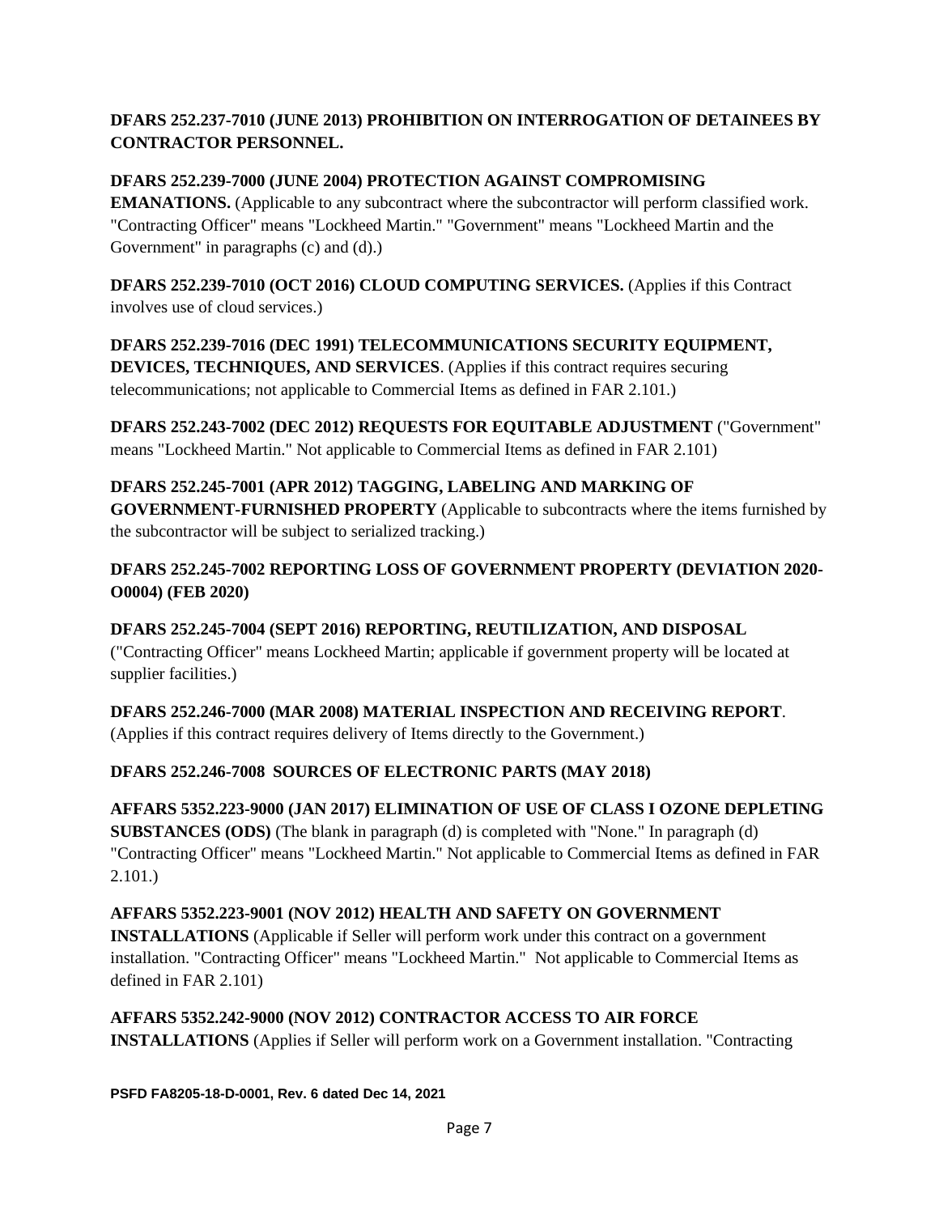**DFARS 252.237-7010 (JUNE 2013) PROHIBITION ON INTERROGATION OF DETAINEES BY CONTRACTOR PERSONNEL.**

**DFARS 252.239-7000 (JUNE 2004) PROTECTION AGAINST COMPROMISING EMANATIONS.** (Applicable to any subcontract where the subcontractor will perform classified work. "Contracting Officer" means "Lockheed Martin." "Government" means "Lockheed Martin and the Government" in paragraphs (c) and (d).)

**DFARS 252.239-7010 (OCT 2016) CLOUD COMPUTING SERVICES.** (Applies if this Contract involves use of cloud services.)

**DFARS 252.239-7016 (DEC 1991) TELECOMMUNICATIONS SECURITY EQUIPMENT, DEVICES, TECHNIQUES, AND SERVICES**. (Applies if this contract requires securing telecommunications; not applicable to Commercial Items as defined in FAR 2.101.)

**DFARS 252.243-7002 (DEC 2012) REQUESTS FOR EQUITABLE ADJUSTMENT** ("Government" means "Lockheed Martin." Not applicable to Commercial Items as defined in FAR 2.101)

**DFARS 252.245-7001 (APR 2012) TAGGING, LABELING AND MARKING OF GOVERNMENT-FURNISHED PROPERTY** (Applicable to subcontracts where the items furnished by the subcontractor will be subject to serialized tracking.)

**DFARS 252.245-7002 REPORTING LOSS OF GOVERNMENT PROPERTY (DEVIATION 2020-O0004) (FEB 2020)**

**DFARS 252.245-7004 (SEPT 2016) REPORTING, REUTILIZATION, AND DISPOSAL** ("Contracting Officer" means Lockheed Martin; applicable if government property will be located at supplier facilities.)

**DFARS 252.246-7000 (MAR 2008) MATERIAL INSPECTION AND RECEIVING REPORT**. (Applies if this contract requires delivery of Items directly to the Government.)

**DFARS 252.246-7008 SOURCES OF ELECTRONIC PARTS (MAY 2018)**

**AFFARS 5352.223-9000 (JAN 2017) ELIMINATION OF USE OF CLASS I OZONE DEPLETING SUBSTANCES (ODS)** (The blank in paragraph (d) is completed with "None." In paragraph (d) "Contracting Officer" means "Lockheed Martin." Not applicable to Commercial Items as defined in FAR 2.101.)

**AFFARS 5352.223-9001 (NOV 2012) HEALTH AND SAFETY ON GOVERNMENT INSTALLATIONS** (Applicable if Seller will perform work under this contract on a government installation. "Contracting Officer" means "Lockheed Martin." Not applicable to Commercial Items as defined in FAR 2.101)

**AFFARS 5352.242-9000 (NOV 2012) CONTRACTOR ACCESS TO AIR FORCE INSTALLATIONS** (Applies if Seller will perform work on a Government installation. "Contracting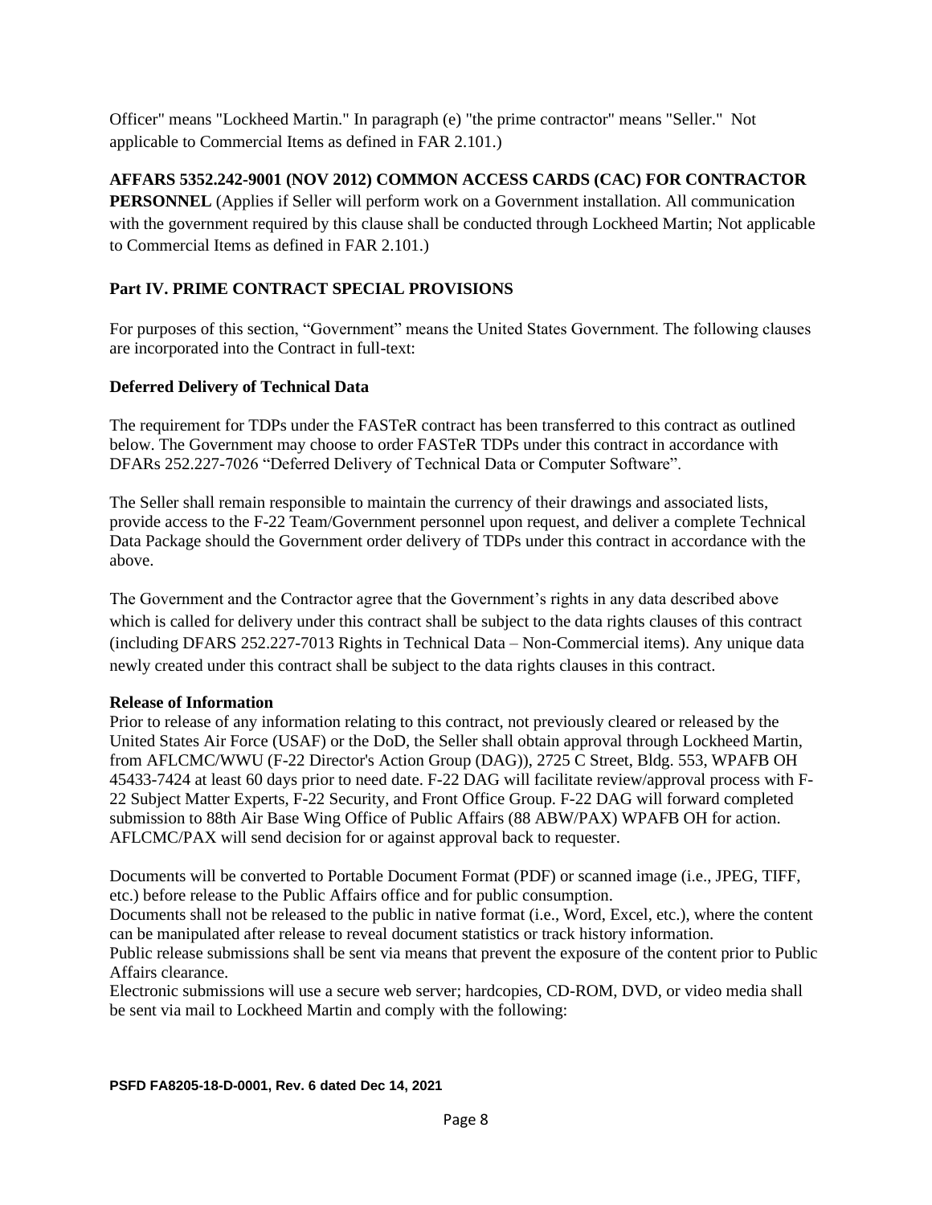Officer" means "Lockheed Martin." In paragraph (e) "the prime contractor" means "Seller." Not applicable to Commercial Items as defined in FAR 2.101.)

**AFFARS 5352.242-9001 (NOV 2012) COMMON ACCESS CARDS (CAC) FOR CONTRACTOR PERSONNEL** (Applies if Seller will perform work on a Government installation. All communication with the government required by this clause shall be conducted through Lockheed Martin; Not applicable to Commercial Items as defined in FAR 2.101.)

## Part IV. PRIME CONTRACT SPECIAL PROVISIONS

For purposes of this section, "Government" means the United States Government. The following clauses are incorporated into the Contract in full-text:

### Deferred Delivery of Technical Data

The requirement for TDPs under the FASTeR contract has been transferred to this contract as outlined below. The Government may choose to order FASTeR TDPs under this contract in accordance with DFARs 252.227-7026 "Deferred Delivery of Technical Data or Computer Software".

The Seller shall remain responsible to maintain the currency of their drawings and associated lists, provide access to the F-22 Team/Government personnel upon request, and deliver a complete Technical Data Package should the Government order delivery of TDPs under this contract in accordance with the above.

The Government and the Contractor agree that the Government's rights in any data described above which is called for delivery under this contract shall be subject to the data rights clauses of this contract (including DFARS 252.227-7013 Rights in Technical Data – Non-Commercial items). Any unique data newly created under this contract shall be subject to the data rights clauses in this contract.

### Release of Information

Prior to release of any information relating to this contract, not previously cleared or released by the United States Air Force (USAF) or the DoD, the Seller shall obtain approval through Lockheed Martin, from AFLCMC/WWU (F-22 Director's Action Group (DAG)), 2725 C Street, Bldg. 553, WPAFB OH 45433-7424 at least 60 days prior to need date. F-22 DAG will facilitate review/approval process with F-22 Subject Matter Experts, F-22 Security, and Front Office Group. F-22 DAG will forward completed submission to 88th Air Base Wing Office of Public Affairs (88 ABW/PAX) WPAFB OH for action. AFLCMC/PAX will send decision for or against approval back to requester.

Documents will be converted to Portable Document Format (PDF) or scanned image (i.e., JPEG, TIFF, etc.) before release to the Public Affairs office and for public consumption.

Documents shall not be released to the public in native format (i.e., Word, Excel, etc.), where the content can be manipulated after release to reveal document statistics or track history information.

Public release submissions shall be sent via means that prevent the exposure of the content prior to Public Affairs clearance.

Electronic submissions will use a secure web server; hardcopies, CD-ROM, DVD, or video media shall be sent via mail to Lockheed Martin and comply with the following:

PSFD FA8205-18-D-0001, Rev. 6 dated Dec 14, 2021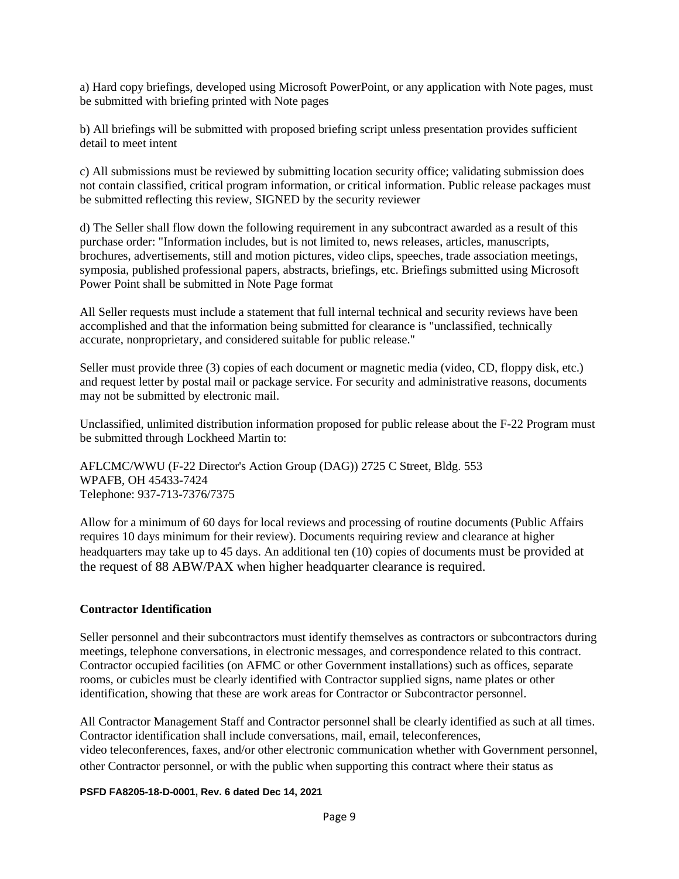a) Hard copy briefings, developed using Microsoft PowerPoint, or any application with Note pages, must be submitted with briefing printed with Note pages

b) All briefings will be submitted with proposed briefing script unless presentation provides sufficient detail to meet intent

c) All submissions must be reviewed by submitting location security office; validating submission does not contain classified, critical program information, or critical information. Public release packages must be submitted reflecting this review, SIGNED by the security reviewer

d) The Seller shall flow down the following requirement in any subcontract awarded as a result of this purchase order: "Information includes, but is not limited to, news releases, articles, manuscripts, brochures, advertisements, still and motion pictures, video clips, speeches, trade association meetings, symposia, published professional papers, abstracts, briefings, etc. Briefings submitted using Microsoft Power Point shall be submitted in Note Page format

All Seller requests must include a statement that full internal technical and security reviews have been accomplished and that the information being submitted for clearance is "unclassified, technically accurate, nonproprietary, and considered suitable for public release."

Seller must provide three (3) copies of each document or magnetic media (video, CD, floppy disk, etc.) and request letter by postal mail or package service. For security and administrative reasons, documents may not be submitted by electronic mail.

Unclassified, unlimited distribution information proposed for public release about the F-22 Program must be submitted through Lockheed Martin to:

AFLCMC/WWU (F-22 Director's Action Group (DAG)) 2725 C Street, Bldg. 553
WPAFB, OH 45433-7424
Telephone: 937-713-7376/7375

Allow for a minimum of 60 days for local reviews and processing of routine documents (Public Affairs requires 10 days minimum for their review). Documents requiring review and clearance at higher headquarters may take up to 45 days. An additional ten (10) copies of documents must be provided at the request of 88 ABW/PAX when higher headquarter clearance is required.

**Contractor Identification**

Seller personnel and their subcontractors must identify themselves as contractors or subcontractors during meetings, telephone conversations, in electronic messages, and correspondence related to this contract. Contractor occupied facilities (on AFMC or other Government installations) such as offices, separate rooms, or cubicles must be clearly identified with Contractor supplied signs, name plates or other identification, showing that these are work areas for Contractor or Subcontractor personnel.

All Contractor Management Staff and Contractor personnel shall be clearly identified as such at all times. Contractor identification shall include conversations, mail, email, teleconferences, video teleconferences, faxes, and/or other electronic communication whether with Government personnel, other Contractor personnel, or with the public when supporting this contract where their status as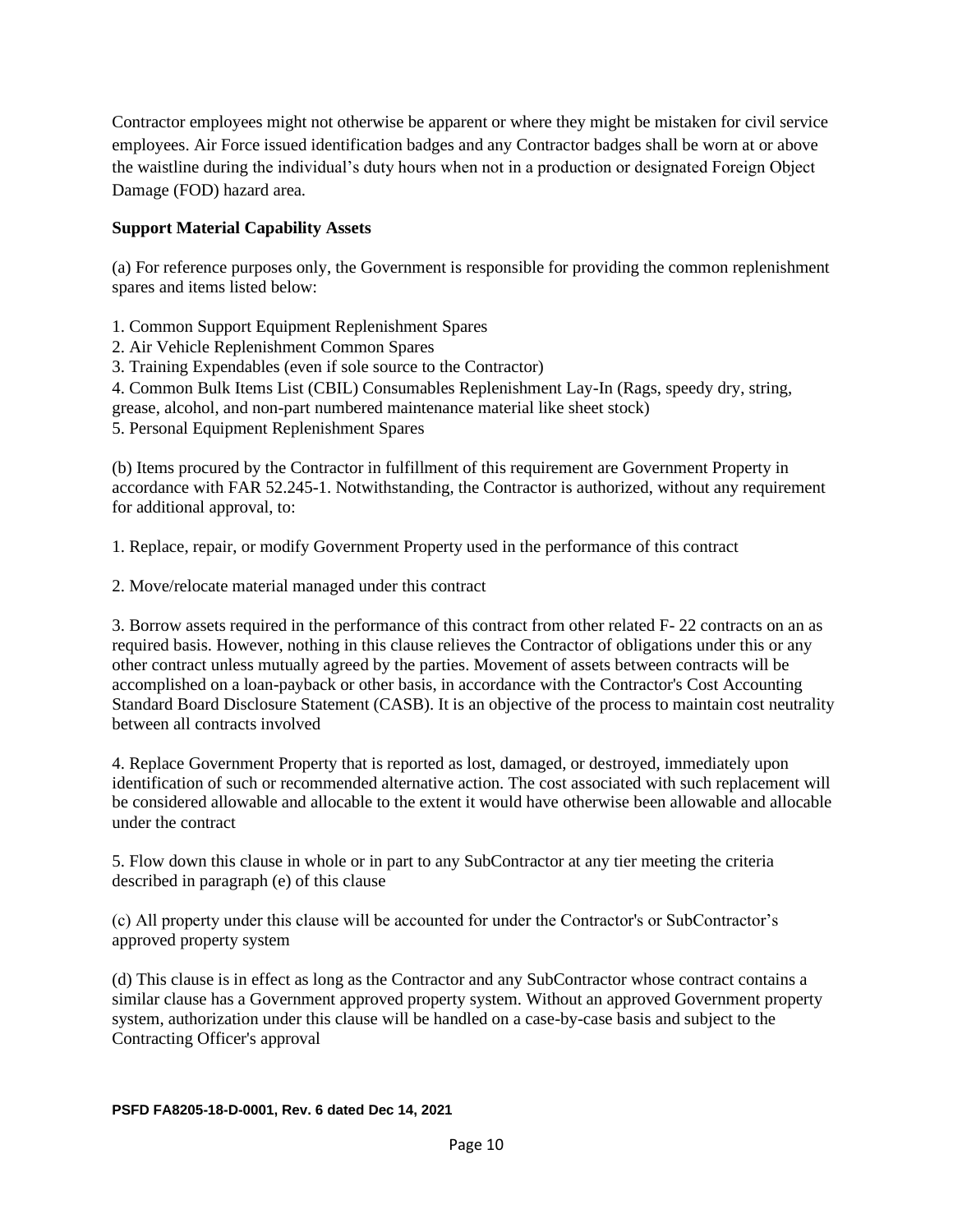Contractor employees might not otherwise be apparent or where they might be mistaken for civil service employees. Air Force issued identification badges and any Contractor badges shall be worn at or above the waistline during the individual's duty hours when not in a production or designated Foreign Object Damage (FOD) hazard area.

**Support Material Capability Assets**

(a) For reference purposes only, the Government is responsible for providing the common replenishment spares and items listed below:

1. Common Support Equipment Replenishment Spares
2. Air Vehicle Replenishment Common Spares
3. Training Expendables (even if sole source to the Contractor)
4. Common Bulk Items List (CBIL) Consumables Replenishment Lay-In (Rags, speedy dry, string, grease, alcohol, and non-part numbered maintenance material like sheet stock)
5. Personal Equipment Replenishment Spares

(b) Items procured by the Contractor in fulfillment of this requirement are Government Property in accordance with FAR 52.245-1. Notwithstanding, the Contractor is authorized, without any requirement for additional approval, to:

1. Replace, repair, or modify Government Property used in the performance of this contract

2. Move/relocate material managed under this contract

3. Borrow assets required in the performance of this contract from other related F- 22 contracts on an as required basis. However, nothing in this clause relieves the Contractor of obligations under this or any other contract unless mutually agreed by the parties. Movement of assets between contracts will be accomplished on a loan-payback or other basis, in accordance with the Contractor's Cost Accounting Standard Board Disclosure Statement (CASB). It is an objective of the process to maintain cost neutrality between all contracts involved

4. Replace Government Property that is reported as lost, damaged, or destroyed, immediately upon identification of such or recommended alternative action. The cost associated with such replacement will be considered allowable and allocable to the extent it would have otherwise been allowable and allocable under the contract

5. Flow down this clause in whole or in part to any SubContractor at any tier meeting the criteria described in paragraph (e) of this clause

(c) All property under this clause will be accounted for under the Contractor's or SubContractor's approved property system

(d) This clause is in effect as long as the Contractor and any SubContractor whose contract contains a similar clause has a Government approved property system. Without an approved Government property system, authorization under this clause will be handled on a case-by-case basis and subject to the Contracting Officer's approval

**PSFD FA8205-18-D-0001, Rev. 6 dated Dec 14, 2021**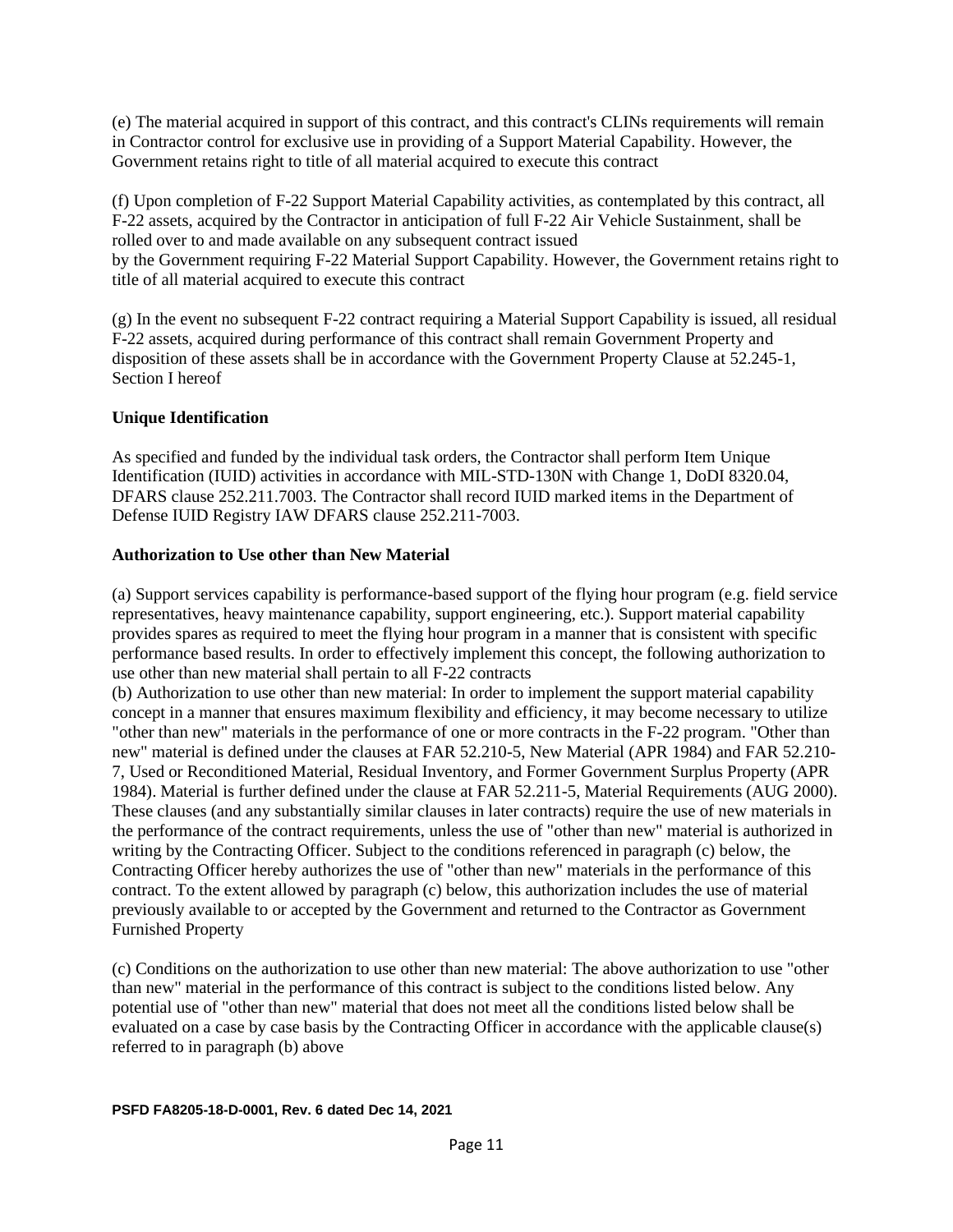(e) The material acquired in support of this contract, and this contract's CLINs requirements will remain in Contractor control for exclusive use in providing of a Support Material Capability. However, the Government retains right to title of all material acquired to execute this contract

(f) Upon completion of F-22 Support Material Capability activities, as contemplated by this contract, all F-22 assets, acquired by the Contractor in anticipation of full F-22 Air Vehicle Sustainment, shall be rolled over to and made available on any subsequent contract issued by the Government requiring F-22 Material Support Capability. However, the Government retains right to title of all material acquired to execute this contract

(g) In the event no subsequent F-22 contract requiring a Material Support Capability is issued, all residual F-22 assets, acquired during performance of this contract shall remain Government Property and disposition of these assets shall be in accordance with the Government Property Clause at 52.245-1, Section I hereof

**Unique Identification**

As specified and funded by the individual task orders, the Contractor shall perform Item Unique Identification (IUID) activities in accordance with MIL-STD-130N with Change 1, DoDI 8320.04, DFARS clause 252.211.7003. The Contractor shall record IUID marked items in the Department of Defense IUID Registry IAW DFARS clause 252.211-7003.

**Authorization to Use other than New Material**

(a) Support services capability is performance-based support of the flying hour program (e.g. field service representatives, heavy maintenance capability, support engineering, etc.). Support material capability provides spares as required to meet the flying hour program in a manner that is consistent with specific performance based results. In order to effectively implement this concept, the following authorization to use other than new material shall pertain to all F-22 contracts

(b) Authorization to use other than new material: In order to implement the support material capability concept in a manner that ensures maximum flexibility and efficiency, it may become necessary to utilize "other than new" materials in the performance of one or more contracts in the F-22 program. "Other than new" material is defined under the clauses at FAR 52.210-5, New Material (APR 1984) and FAR 52.210-7, Used or Reconditioned Material, Residual Inventory, and Former Government Surplus Property (APR 1984). Material is further defined under the clause at FAR 52.211-5, Material Requirements (AUG 2000). These clauses (and any substantially similar clauses in later contracts) require the use of new materials in the performance of the contract requirements, unless the use of "other than new" material is authorized in writing by the Contracting Officer. Subject to the conditions referenced in paragraph (c) below, the Contracting Officer hereby authorizes the use of "other than new" materials in the performance of this contract. To the extent allowed by paragraph (c) below, this authorization includes the use of material previously available to or accepted by the Government and returned to the Contractor as Government Furnished Property

(c) Conditions on the authorization to use other than new material: The above authorization to use "other than new" material in the performance of this contract is subject to the conditions listed below. Any potential use of "other than new" material that does not meet all the conditions listed below shall be evaluated on a case by case basis by the Contracting Officer in accordance with the applicable clause(s) referred to in paragraph (b) above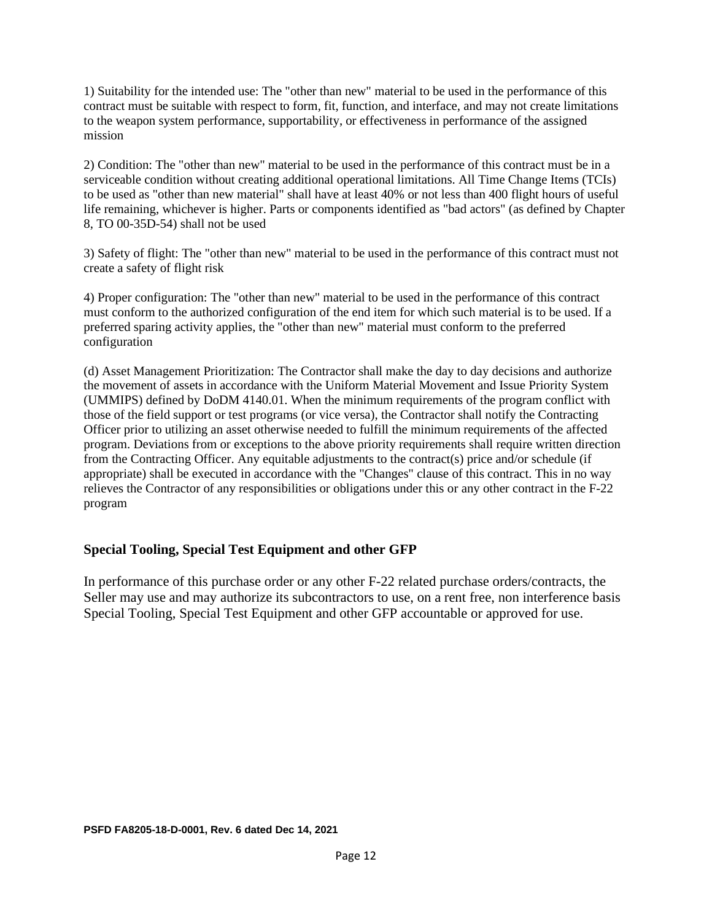1) Suitability for the intended use: The "other than new" material to be used in the performance of this contract must be suitable with respect to form, fit, function, and interface, and may not create limitations to the weapon system performance, supportability, or effectiveness in performance of the assigned mission

2) Condition: The "other than new" material to be used in the performance of this contract must be in a serviceable condition without creating additional operational limitations. All Time Change Items (TCIs) to be used as "other than new material" shall have at least 40% or not less than 400 flight hours of useful life remaining, whichever is higher. Parts or components identified as "bad actors" (as defined by Chapter 8, TO 00-35D-54) shall not be used

3) Safety of flight: The "other than new" material to be used in the performance of this contract must not create a safety of flight risk

4) Proper configuration: The "other than new" material to be used in the performance of this contract must conform to the authorized configuration of the end item for which such material is to be used. If a preferred sparing activity applies, the "other than new" material must conform to the preferred configuration

(d) Asset Management Prioritization: The Contractor shall make the day to day decisions and authorize the movement of assets in accordance with the Uniform Material Movement and Issue Priority System (UMMIPS) defined by DoDM 4140.01. When the minimum requirements of the program conflict with those of the field support or test programs (or vice versa), the Contractor shall notify the Contracting Officer prior to utilizing an asset otherwise needed to fulfill the minimum requirements of the affected program. Deviations from or exceptions to the above priority requirements shall require written direction from the Contracting Officer. Any equitable adjustments to the contract(s) price and/or schedule (if appropriate) shall be executed in accordance with the "Changes" clause of this contract. This in no way relieves the Contractor of any responsibilities or obligations under this or any other contract in the F-22 program

## Special Tooling, Special Test Equipment and other GFP

In performance of this purchase order or any other F-22 related purchase orders/contracts, the Seller may use and may authorize its subcontractors to use, on a rent free, non interference basis Special Tooling, Special Test Equipment and other GFP accountable or approved for use.